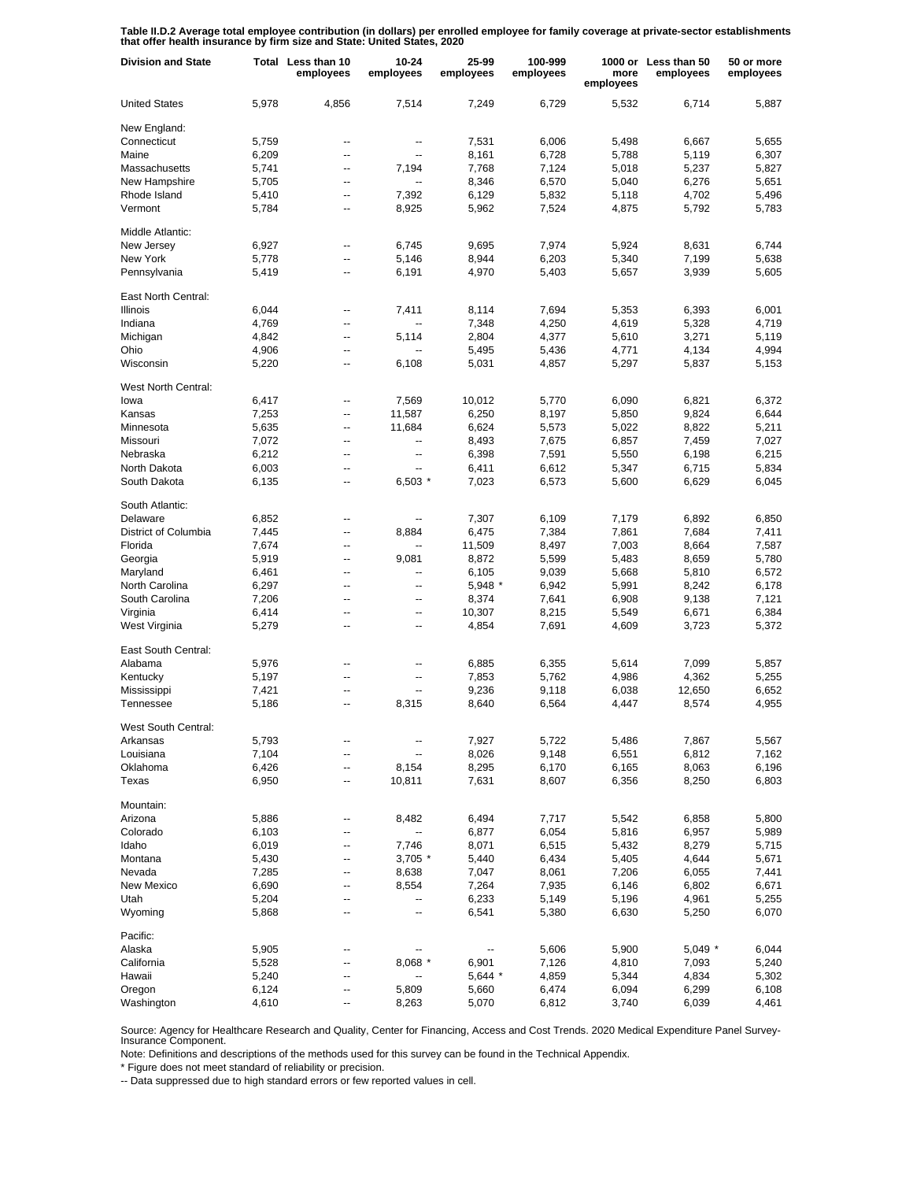**Table II.D.2 Average total employee contribution (in dollars) per enrolled employee for family coverage at private-sector establishments that offer health insurance by firm size and State: United States, 2020**

| Division and State | Total | Less than 10 employees | 10-24 employees | 25-99 employees | 100-999 employees | 1000 or more employees | Less than 50 employees | 50 or more employees |
|---|---|---|---|---|---|---|---|---|
| United States | 5,978 | 4,856 | 7,514 | 7,249 | 6,729 | 5,532 | 6,714 | 5,887 |
| New England: | | | | | | | | |
| Connecticut | 5,759 | -- | -- | 7,531 | 6,006 | 5,498 | 6,667 | 5,655 |
| Maine | 6,209 | -- | -- | 8,161 | 6,728 | 5,788 | 5,119 | 6,307 |
| Massachusetts | 5,741 | -- | 7,194 | 7,768 | 7,124 | 5,018 | 5,237 | 5,827 |
| New Hampshire | 5,705 | -- | -- | 8,346 | 6,570 | 5,040 | 6,276 | 5,651 |
| Rhode Island | 5,410 | -- | 7,392 | 6,129 | 5,832 | 5,118 | 4,702 | 5,496 |
| Vermont | 5,784 | -- | 8,925 | 5,962 | 7,524 | 4,875 | 5,792 | 5,783 |
| Middle Atlantic: | | | | | | | | |
| New Jersey | 6,927 | -- | 6,745 | 9,695 | 7,974 | 5,924 | 8,631 | 6,744 |
| New York | 5,778 | -- | 5,146 | 8,944 | 6,203 | 5,340 | 7,199 | 5,638 |
| Pennsylvania | 5,419 | -- | 6,191 | 4,970 | 5,403 | 5,657 | 3,939 | 5,605 |
| East North Central: | | | | | | | | |
| Illinois | 6,044 | -- | 7,411 | 8,114 | 7,694 | 5,353 | 6,393 | 6,001 |
| Indiana | 4,769 | -- | -- | 7,348 | 4,250 | 4,619 | 5,328 | 4,719 |
| Michigan | 4,842 | -- | 5,114 | 2,804 | 4,377 | 5,610 | 3,271 | 5,119 |
| Ohio | 4,906 | -- | -- | 5,495 | 5,436 | 4,771 | 4,134 | 4,994 |
| Wisconsin | 5,220 | -- | 6,108 | 5,031 | 4,857 | 5,297 | 5,837 | 5,153 |
| West North Central: | | | | | | | | |
| Iowa | 6,417 | -- | 7,569 | 10,012 | 5,770 | 6,090 | 6,821 | 6,372 |
| Kansas | 7,253 | -- | 11,587 | 6,250 | 8,197 | 5,850 | 9,824 | 6,644 |
| Minnesota | 5,635 | -- | 11,684 | 6,624 | 5,573 | 5,022 | 8,822 | 5,211 |
| Missouri | 7,072 | -- | -- | 8,493 | 7,675 | 6,857 | 7,459 | 7,027 |
| Nebraska | 6,212 | -- | -- | 6,398 | 7,591 | 5,550 | 6,198 | 6,215 |
| North Dakota | 6,003 | -- | -- | 6,411 | 6,612 | 5,347 | 6,715 | 5,834 |
| South Dakota | 6,135 | -- | 6,503 * | 7,023 | 6,573 | 5,600 | 6,629 | 6,045 |
| South Atlantic: | | | | | | | | |
| Delaware | 6,852 | -- | -- | 7,307 | 6,109 | 7,179 | 6,892 | 6,850 |
| District of Columbia | 7,445 | -- | 8,884 | 6,475 | 7,384 | 7,861 | 7,684 | 7,411 |
| Florida | 7,674 | -- | -- | 11,509 | 8,497 | 7,003 | 8,664 | 7,587 |
| Georgia | 5,919 | -- | 9,081 | 8,872 | 5,599 | 5,483 | 8,659 | 5,780 |
| Maryland | 6,461 | -- | -- | 6,105 | 9,039 | 5,668 | 5,810 | 6,572 |
| North Carolina | 6,297 | -- | -- | 5,948 * | 6,942 | 5,991 | 8,242 | 6,178 |
| South Carolina | 7,206 | -- | -- | 8,374 | 7,641 | 6,908 | 9,138 | 7,121 |
| Virginia | 6,414 | -- | -- | 10,307 | 8,215 | 5,549 | 6,671 | 6,384 |
| West Virginia | 5,279 | -- | -- | 4,854 | 7,691 | 4,609 | 3,723 | 5,372 |
| East South Central: | | | | | | | | |
| Alabama | 5,976 | -- | -- | 6,885 | 6,355 | 5,614 | 7,099 | 5,857 |
| Kentucky | 5,197 | -- | -- | 7,853 | 5,762 | 4,986 | 4,362 | 5,255 |
| Mississippi | 7,421 | -- | -- | 9,236 | 9,118 | 6,038 | 12,650 | 6,652 |
| Tennessee | 5,186 | -- | 8,315 | 8,640 | 6,564 | 4,447 | 8,574 | 4,955 |
| West South Central: | | | | | | | | |
| Arkansas | 5,793 | -- | -- | 7,927 | 5,722 | 5,486 | 7,867 | 5,567 |
| Louisiana | 7,104 | -- | -- | 8,026 | 9,148 | 6,551 | 6,812 | 7,162 |
| Oklahoma | 6,426 | -- | 8,154 | 8,295 | 6,170 | 6,165 | 8,063 | 6,196 |
| Texas | 6,950 | -- | 10,811 | 7,631 | 8,607 | 6,356 | 8,250 | 6,803 |
| Mountain: | | | | | | | | |
| Arizona | 5,886 | -- | 8,482 | 6,494 | 7,717 | 5,542 | 6,858 | 5,800 |
| Colorado | 6,103 | -- | -- | 6,877 | 6,054 | 5,816 | 6,957 | 5,989 |
| Idaho | 6,019 | -- | 7,746 | 8,071 | 6,515 | 5,432 | 8,279 | 5,715 |
| Montana | 5,430 | -- | 3,705 * | 5,440 | 6,434 | 5,405 | 4,644 | 5,671 |
| Nevada | 7,285 | -- | 8,638 | 7,047 | 8,061 | 7,206 | 6,055 | 7,441 |
| New Mexico | 6,690 | -- | 8,554 | 7,264 | 7,935 | 6,146 | 6,802 | 6,671 |
| Utah | 5,204 | -- | -- | 6,233 | 5,149 | 5,196 | 4,961 | 5,255 |
| Wyoming | 5,868 | -- | -- | 6,541 | 5,380 | 6,630 | 5,250 | 6,070 |
| Pacific: | | | | | | | | |
| Alaska | 5,905 | -- | -- | -- | 5,606 | 5,900 | 5,049 * | 6,044 |
| California | 5,528 | -- | 8,068 * | 6,901 | 7,126 | 4,810 | 7,093 | 5,240 |
| Hawaii | 5,240 | -- | -- | 5,644 * | 4,859 | 5,344 | 4,834 | 5,302 |
| Oregon | 6,124 | -- | 5,809 | 5,660 | 6,474 | 6,094 | 6,299 | 6,108 |
| Washington | 4,610 | -- | 8,263 | 5,070 | 6,812 | 3,740 | 6,039 | 4,461 |

Source: Agency for Healthcare Research and Quality, Center for Financing, Access and Cost Trends. 2020 Medical Expenditure Panel Survey-Insurance Component.

Note: Definitions and descriptions of the methods used for this survey can be found in the Technical Appendix.

* Figure does not meet standard of reliability or precision.

-- Data suppressed due to high standard errors or few reported values in cell.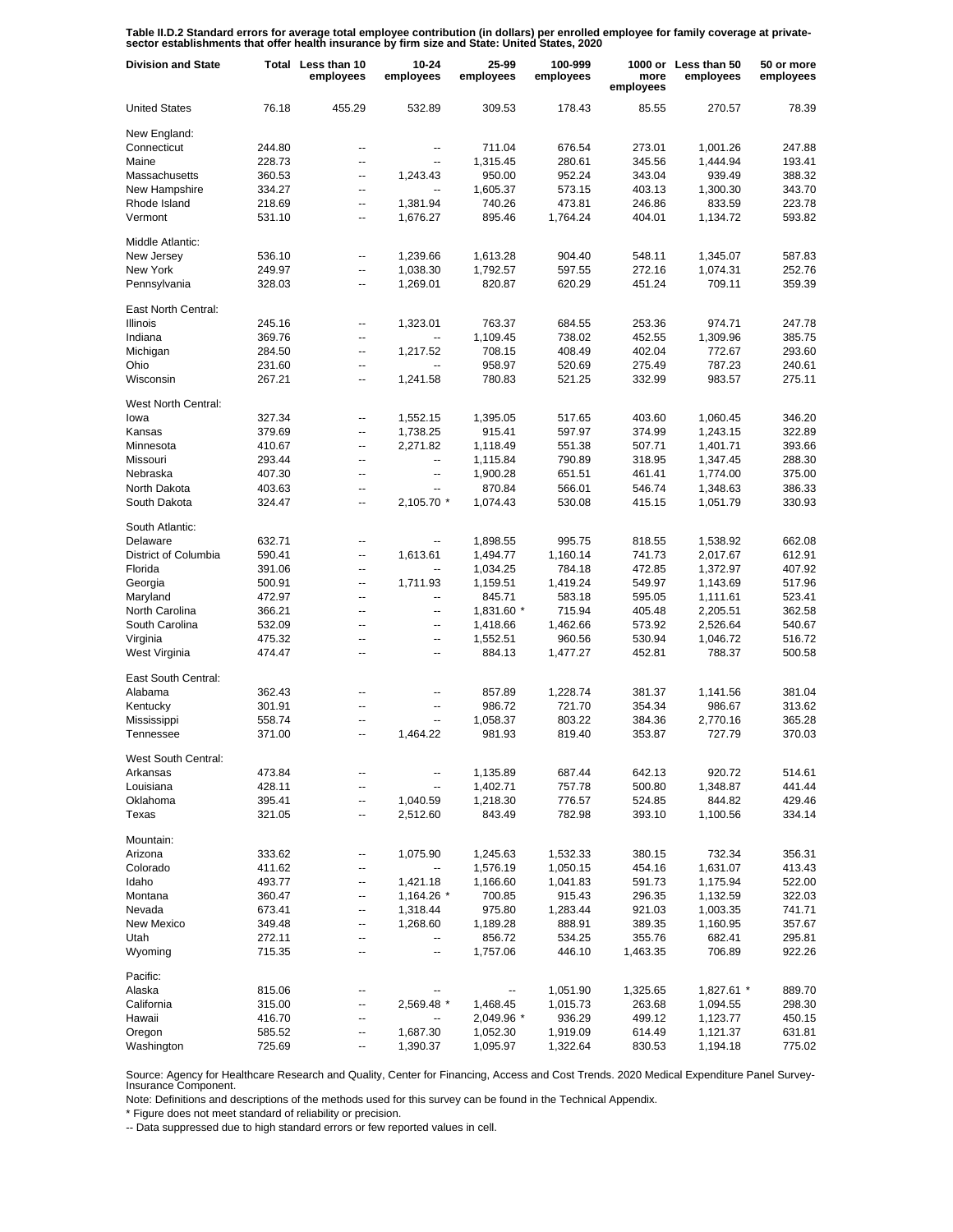**Table II.D.2 Standard errors for average total employee contribution (in dollars) per enrolled employee for family coverage at private-sector establishments that offer health insurance by firm size and State: United States, 2020**

| Division and State | Total | Less than 10 employees | 10-24 employees | 25-99 employees | 100-999 employees | 1000 or more employees | Less than 50 employees | 50 or more employees |
|---|---|---|---|---|---|---|---|---|
| United States | 76.18 | 455.29 | 532.89 | 309.53 | 178.43 | 85.55 | 270.57 | 78.39 |
| New England: | | | | | | | | |
| Connecticut | 244.80 | -- | -- | 711.04 | 676.54 | 273.01 | 1,001.26 | 247.88 |
| Maine | 228.73 | -- | -- | 1,315.45 | 280.61 | 345.56 | 1,444.94 | 193.41 |
| Massachusetts | 360.53 | -- | 1,243.43 | 950.00 | 952.24 | 343.04 | 939.49 | 388.32 |
| New Hampshire | 334.27 | -- | -- | 1,605.37 | 573.15 | 403.13 | 1,300.30 | 343.70 |
| Rhode Island | 218.69 | -- | 1,381.94 | 740.26 | 473.81 | 246.86 | 833.59 | 223.78 |
| Vermont | 531.10 | -- | 1,676.27 | 895.46 | 1,764.24 | 404.01 | 1,134.72 | 593.82 |
| Middle Atlantic: | | | | | | | | |
| New Jersey | 536.10 | -- | 1,239.66 | 1,613.28 | 904.40 | 548.11 | 1,345.07 | 587.83 |
| New York | 249.97 | -- | 1,038.30 | 1,792.57 | 597.55 | 272.16 | 1,074.31 | 252.76 |
| Pennsylvania | 328.03 | -- | 1,269.01 | 820.87 | 620.29 | 451.24 | 709.11 | 359.39 |
| East North Central: | | | | | | | | |
| Illinois | 245.16 | -- | 1,323.01 | 763.37 | 684.55 | 253.36 | 974.71 | 247.78 |
| Indiana | 369.76 | -- | -- | 1,109.45 | 738.02 | 452.55 | 1,309.96 | 385.75 |
| Michigan | 284.50 | -- | 1,217.52 | 708.15 | 408.49 | 402.04 | 772.67 | 293.60 |
| Ohio | 231.60 | -- | -- | 958.97 | 520.69 | 275.49 | 787.23 | 240.61 |
| Wisconsin | 267.21 | -- | 1,241.58 | 780.83 | 521.25 | 332.99 | 983.57 | 275.11 |
| West North Central: | | | | | | | | |
| Iowa | 327.34 | -- | 1,552.15 | 1,395.05 | 517.65 | 403.60 | 1,060.45 | 346.20 |
| Kansas | 379.69 | -- | 1,738.25 | 915.41 | 597.97 | 374.99 | 1,243.15 | 322.89 |
| Minnesota | 410.67 | -- | 2,271.82 | 1,118.49 | 551.38 | 507.71 | 1,401.71 | 393.66 |
| Missouri | 293.44 | -- | -- | 1,115.84 | 790.89 | 318.95 | 1,347.45 | 288.30 |
| Nebraska | 407.30 | -- | -- | 1,900.28 | 651.51 | 461.41 | 1,774.00 | 375.00 |
| North Dakota | 403.63 | -- | -- | 870.84 | 566.01 | 546.74 | 1,348.63 | 386.33 |
| South Dakota | 324.47 | -- | 2,105.70 * | 1,074.43 | 530.08 | 415.15 | 1,051.79 | 330.93 |
| South Atlantic: | | | | | | | | |
| Delaware | 632.71 | -- | -- | 1,898.55 | 995.75 | 818.55 | 1,538.92 | 662.08 |
| District of Columbia | 590.41 | -- | 1,613.61 | 1,494.77 | 1,160.14 | 741.73 | 2,017.67 | 612.91 |
| Florida | 391.06 | -- | -- | 1,034.25 | 784.18 | 472.85 | 1,372.97 | 407.92 |
| Georgia | 500.91 | -- | 1,711.93 | 1,159.51 | 1,419.24 | 549.97 | 1,143.69 | 517.96 |
| Maryland | 472.97 | -- | -- | 845.71 | 583.18 | 595.05 | 1,111.61 | 523.41 |
| North Carolina | 366.21 | -- | -- | 1,831.60 * | 715.94 | 405.48 | 2,205.51 | 362.58 |
| South Carolina | 532.09 | -- | -- | 1,418.66 | 1,462.66 | 573.92 | 2,526.64 | 540.67 |
| Virginia | 475.32 | -- | -- | 1,552.51 | 960.56 | 530.94 | 1,046.72 | 516.72 |
| West Virginia | 474.47 | -- | -- | 884.13 | 1,477.27 | 452.81 | 788.37 | 500.58 |
| East South Central: | | | | | | | | |
| Alabama | 362.43 | -- | -- | 857.89 | 1,228.74 | 381.37 | 1,141.56 | 381.04 |
| Kentucky | 301.91 | -- | -- | 986.72 | 721.70 | 354.34 | 986.67 | 313.62 |
| Mississippi | 558.74 | -- | -- | 1,058.37 | 803.22 | 384.36 | 2,770.16 | 365.28 |
| Tennessee | 371.00 | -- | 1,464.22 | 981.93 | 819.40 | 353.87 | 727.79 | 370.03 |
| West South Central: | | | | | | | | |
| Arkansas | 473.84 | -- | -- | 1,135.89 | 687.44 | 642.13 | 920.72 | 514.61 |
| Louisiana | 428.11 | -- | -- | 1,402.71 | 757.78 | 500.80 | 1,348.87 | 441.44 |
| Oklahoma | 395.41 | -- | 1,040.59 | 1,218.30 | 776.57 | 524.85 | 844.82 | 429.46 |
| Texas | 321.05 | -- | 2,512.60 | 843.49 | 782.98 | 393.10 | 1,100.56 | 334.14 |
| Mountain: | | | | | | | | |
| Arizona | 333.62 | -- | 1,075.90 | 1,245.63 | 1,532.33 | 380.15 | 732.34 | 356.31 |
| Colorado | 411.62 | -- | -- | 1,576.19 | 1,050.15 | 454.16 | 1,631.07 | 413.43 |
| Idaho | 493.77 | -- | 1,421.18 | 1,166.60 | 1,041.83 | 591.73 | 1,175.94 | 522.00 |
| Montana | 360.47 | -- | 1,164.26 * | 700.85 | 915.43 | 296.35 | 1,132.59 | 322.03 |
| Nevada | 673.41 | -- | 1,318.44 | 975.80 | 1,283.44 | 921.03 | 1,003.35 | 741.71 |
| New Mexico | 349.48 | -- | 1,268.60 | 1,189.28 | 888.91 | 389.35 | 1,160.95 | 357.67 |
| Utah | 272.11 | -- | -- | 856.72 | 534.25 | 355.76 | 682.41 | 295.81 |
| Wyoming | 715.35 | -- | -- | 1,757.06 | 446.10 | 1,463.35 | 706.89 | 922.26 |
| Pacific: | | | | | | | | |
| Alaska | 815.06 | -- | -- | -- | 1,051.90 | 1,325.65 | 1,827.61 * | 889.70 |
| California | 315.00 | -- | 2,569.48 * | 1,468.45 | 1,015.73 | 263.68 | 1,094.55 | 298.30 |
| Hawaii | 416.70 | -- | -- | 2,049.96 * | 936.29 | 499.12 | 1,123.77 | 450.15 |
| Oregon | 585.52 | -- | 1,687.30 | 1,052.30 | 1,919.09 | 614.49 | 1,121.37 | 631.81 |
| Washington | 725.69 | -- | 1,390.37 | 1,095.97 | 1,322.64 | 830.53 | 1,194.18 | 775.02 |

Source: Agency for Healthcare Research and Quality, Center for Financing, Access and Cost Trends. 2020 Medical Expenditure Panel Survey-Insurance Component.

Note: Definitions and descriptions of the methods used for this survey can be found in the Technical Appendix.

* Figure does not meet standard of reliability or precision.

-- Data suppressed due to high standard errors or few reported values in cell.